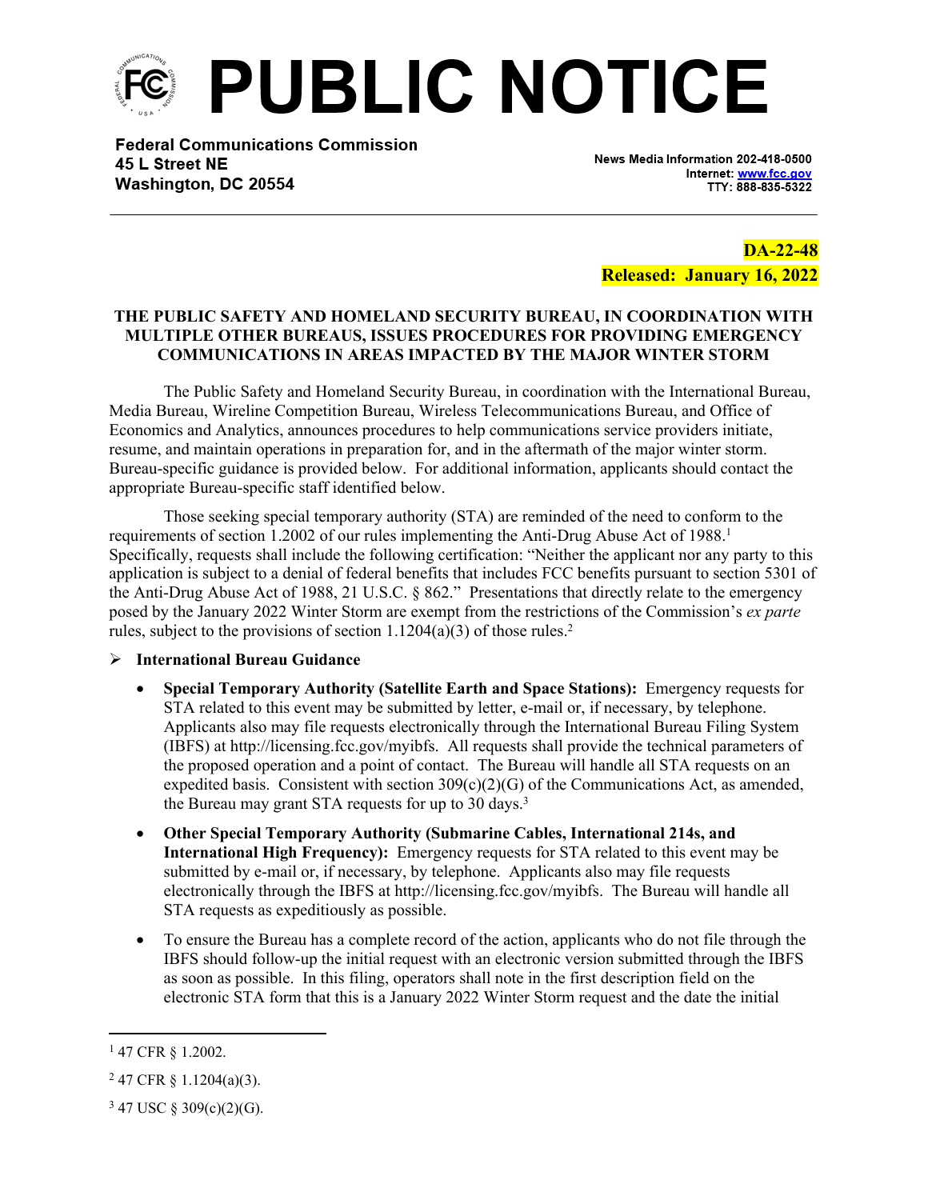# PUBLIC NOTICE

**Federal Communications Commission**
**45 L Street NE**
**Washington, DC 20554**

News Media Information 202-418-0500
Internet: www.fcc.gov
TTY: 888-835-5322

**DA-22-48**
**Released: January 16, 2022**

**THE PUBLIC SAFETY AND HOMELAND SECURITY BUREAU, IN COORDINATION WITH MULTIPLE OTHER BUREAUS, ISSUES PROCEDURES FOR PROVIDING EMERGENCY COMMUNICATIONS IN AREAS IMPACTED BY THE MAJOR WINTER STORM**

The Public Safety and Homeland Security Bureau, in coordination with the International Bureau, Media Bureau, Wireline Competition Bureau, Wireless Telecommunications Bureau, and Office of Economics and Analytics, announces procedures to help communications service providers initiate, resume, and maintain operations in preparation for, and in the aftermath of the major winter storm. Bureau-specific guidance is provided below. For additional information, applicants should contact the appropriate Bureau-specific staff identified below.

Those seeking special temporary authority (STA) are reminded of the need to conform to the requirements of section 1.2002 of our rules implementing the Anti-Drug Abuse Act of 1988.[1] Specifically, requests shall include the following certification: "Neither the applicant nor any party to this application is subject to a denial of federal benefits that includes FCC benefits pursuant to section 5301 of the Anti-Drug Abuse Act of 1988, 21 U.S.C. § 862." Presentations that directly relate to the emergency posed by the January 2022 Winter Storm are exempt from the restrictions of the Commission's *ex parte* rules, subject to the provisions of section 1.1204(a)(3) of those rules.[2]

- **International Bureau Guidance**
  - **Special Temporary Authority (Satellite Earth and Space Stations):** Emergency requests for STA related to this event may be submitted by letter, e-mail or, if necessary, by telephone. Applicants also may file requests electronically through the International Bureau Filing System (IBFS) at http://licensing.fcc.gov/myibfs. All requests shall provide the technical parameters of the proposed operation and a point of contact. The Bureau will handle all STA requests on an expedited basis. Consistent with section 309(c)(2)(G) of the Communications Act, as amended, the Bureau may grant STA requests for up to 30 days.[3]
  - **Other Special Temporary Authority (Submarine Cables, International 214s, and International High Frequency):** Emergency requests for STA related to this event may be submitted by e-mail or, if necessary, by telephone. Applicants also may file requests electronically through the IBFS at http://licensing.fcc.gov/myibfs. The Bureau will handle all STA requests as expeditiously as possible.
  - To ensure the Bureau has a complete record of the action, applicants who do not file through the IBFS should follow-up the initial request with an electronic version submitted through the IBFS as soon as possible. In this filing, operators shall note in the first description field on the electronic STA form that this is a January 2022 Winter Storm request and the date the initial

---

[1] 47 CFR § 1.2002.

[2] 47 CFR § 1.1204(a)(3).

[3] 47 USC § 309(c)(2)(G).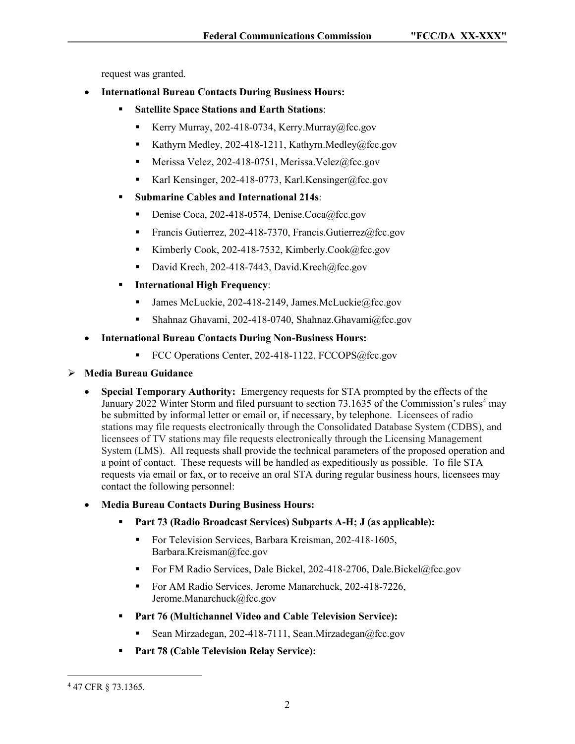request was granted.

- **International Bureau Contacts During Business Hours:**
  - **Satellite Space Stations and Earth Stations**:
    - Kerry Murray, 202-418-0734, Kerry.Murray@fcc.gov
    - Kathyrn Medley, 202-418-1211, Kathyrn.Medley@fcc.gov
    - Merissa Velez, 202-418-0751, Merissa.Velez@fcc.gov
    - Karl Kensinger, 202-418-0773, Karl.Kensinger@fcc.gov
  - **Submarine Cables and International 214s**:
    - Denise Coca, 202-418-0574, Denise.Coca@fcc.gov
    - Francis Gutierrez, 202-418-7370, Francis.Gutierrez@fcc.gov
    - Kimberly Cook, 202-418-7532, Kimberly.Cook@fcc.gov
    - David Krech, 202-418-7443, David.Krech@fcc.gov
  - **International High Frequency**:
    - James McLuckie, 202-418-2149, James.McLuckie@fcc.gov
    - Shahnaz Ghavami, 202-418-0740, Shahnaz.Ghavami@fcc.gov
- **International Bureau Contacts During Non-Business Hours:**
    - FCC Operations Center, 202-418-1122, FCCOPS@fcc.gov

➢ **Media Bureau Guidance**

- **Special Temporary Authority:** Emergency requests for STA prompted by the effects of the January 2022 Winter Storm and filed pursuant to section 73.1635 of the Commission's rules[4] may be submitted by informal letter or email or, if necessary, by telephone. Licensees of radio stations may file requests electronically through the Consolidated Database System (CDBS), and licensees of TV stations may file requests electronically through the Licensing Management System (LMS). All requests shall provide the technical parameters of the proposed operation and a point of contact. These requests will be handled as expeditiously as possible. To file STA requests via email or fax, or to receive an oral STA during regular business hours, licensees may contact the following personnel:
- **Media Bureau Contacts During Business Hours:**
  - **Part 73 (Radio Broadcast Services) Subparts A-H; J (as applicable):**
    - For Television Services, Barbara Kreisman, 202-418-1605, Barbara.Kreisman@fcc.gov
    - For FM Radio Services, Dale Bickel, 202-418-2706, Dale.Bickel@fcc.gov
    - For AM Radio Services, Jerome Manarchuck, 202-418-7226, Jerome.Manarchuck@fcc.gov
  - **Part 76 (Multichannel Video and Cable Television Service):**
    - Sean Mirzadegan, 202-418-7111, Sean.Mirzadegan@fcc.gov
  - **Part 78 (Cable Television Relay Service):**

[4] 47 CFR § 73.1365.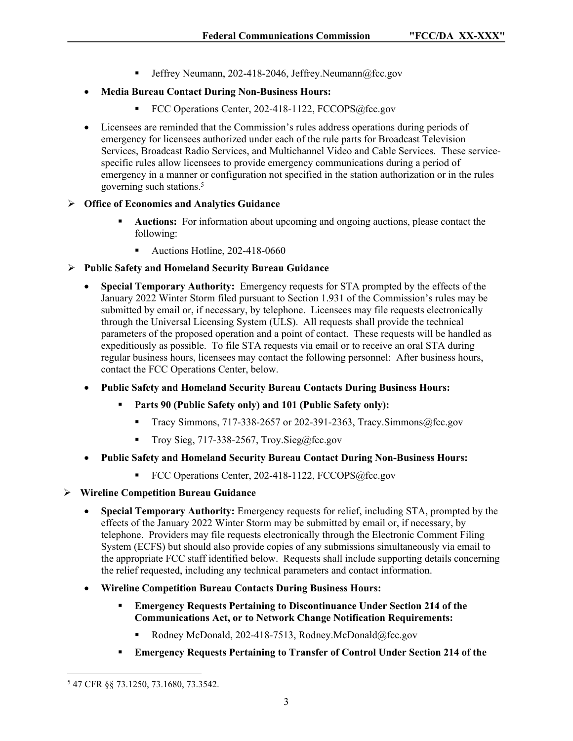- Jeffrey Neumann, 202-418-2046, Jeffrey.Neumann@fcc.gov

- **Media Bureau Contact During Non-Business Hours:**
  - FCC Operations Center, 202-418-1122, FCCOPS@fcc.gov

- Licensees are reminded that the Commission's rules address operations during periods of emergency for licensees authorized under each of the rule parts for Broadcast Television Services, Broadcast Radio Services, and Multichannel Video and Cable Services. These service-specific rules allow licensees to provide emergency communications during a period of emergency in a manner or configuration not specified in the station authorization or in the rules governing such stations.[5]

## Office of Economics and Analytics Guidance

- **Auctions:** For information about upcoming and ongoing auctions, please contact the following:
  - Auctions Hotline, 202-418-0660

## Public Safety and Homeland Security Bureau Guidance

- **Special Temporary Authority:** Emergency requests for STA prompted by the effects of the January 2022 Winter Storm filed pursuant to Section 1.931 of the Commission's rules may be submitted by email or, if necessary, by telephone. Licensees may file requests electronically through the Universal Licensing System (ULS). All requests shall provide the technical parameters of the proposed operation and a point of contact. These requests will be handled as expeditiously as possible. To file STA requests via email or to receive an oral STA during regular business hours, licensees may contact the following personnel: After business hours, contact the FCC Operations Center, below.

- **Public Safety and Homeland Security Bureau Contacts During Business Hours:**
  - **Parts 90 (Public Safety only) and 101 (Public Safety only):**
    - Tracy Simmons, 717-338-2657 or 202-391-2363, Tracy.Simmons@fcc.gov
    - Troy Sieg, 717-338-2567, Troy.Sieg@fcc.gov

- **Public Safety and Homeland Security Bureau Contact During Non-Business Hours:**
  - FCC Operations Center, 202-418-1122, FCCOPS@fcc.gov

## Wireline Competition Bureau Guidance

- **Special Temporary Authority:** Emergency requests for relief, including STA, prompted by the effects of the January 2022 Winter Storm may be submitted by email or, if necessary, by telephone. Providers may file requests electronically through the Electronic Comment Filing System (ECFS) but should also provide copies of any submissions simultaneously via email to the appropriate FCC staff identified below. Requests shall include supporting details concerning the relief requested, including any technical parameters and contact information.

- **Wireline Competition Bureau Contacts During Business Hours:**
  - **Emergency Requests Pertaining to Discontinuance Under Section 214 of the Communications Act, or to Network Change Notification Requirements:**
    - Rodney McDonald, 202-418-7513, Rodney.McDonald@fcc.gov
  - **Emergency Requests Pertaining to Transfer of Control Under Section 214 of the**

---

[5] 47 CFR §§ 73.1250, 73.1680, 73.3542.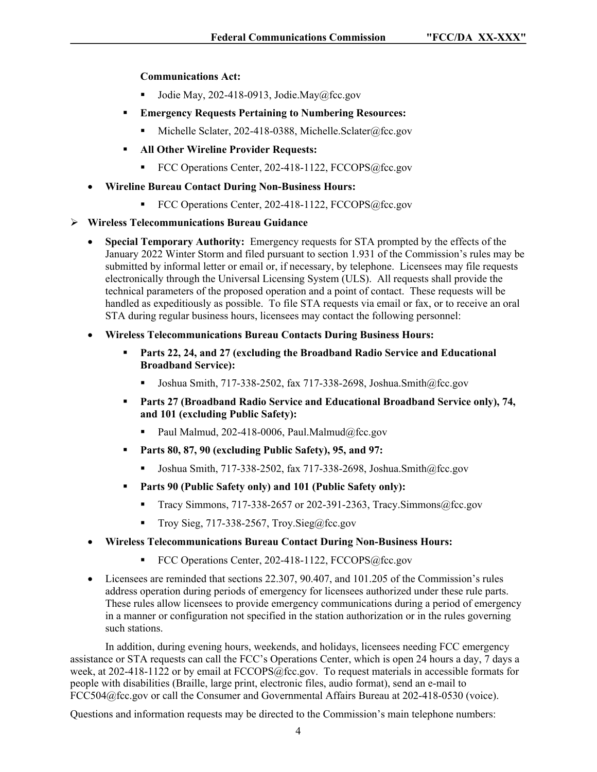**Communications Act:**

  - Jodie May, 202-418-0913, Jodie.May@fcc.gov

- **Emergency Requests Pertaining to Numbering Resources:**
  - Michelle Sclater, 202-418-0388, Michelle.Sclater@fcc.gov
- **All Other Wireline Provider Requests:**
  - FCC Operations Center, 202-418-1122, FCCOPS@fcc.gov

- **Wireline Bureau Contact During Non-Business Hours:**
  - FCC Operations Center, 202-418-1122, FCCOPS@fcc.gov

➢ **Wireless Telecommunications Bureau Guidance**

- **Special Temporary Authority:** Emergency requests for STA prompted by the effects of the January 2022 Winter Storm and filed pursuant to section 1.931 of the Commission's rules may be submitted by informal letter or email or, if necessary, by telephone. Licensees may file requests electronically through the Universal Licensing System (ULS). All requests shall provide the technical parameters of the proposed operation and a point of contact. These requests will be handled as expeditiously as possible. To file STA requests via email or fax, or to receive an oral STA during regular business hours, licensees may contact the following personnel:
- **Wireless Telecommunications Bureau Contacts During Business Hours:**
  - **Parts 22, 24, and 27 (excluding the Broadband Radio Service and Educational Broadband Service):**
    - Joshua Smith, 717-338-2502, fax 717-338-2698, Joshua.Smith@fcc.gov
  - **Parts 27 (Broadband Radio Service and Educational Broadband Service only), 74, and 101 (excluding Public Safety):**
    - Paul Malmud, 202-418-0006, Paul.Malmud@fcc.gov
  - **Parts 80, 87, 90 (excluding Public Safety), 95, and 97:**
    - Joshua Smith, 717-338-2502, fax 717-338-2698, Joshua.Smith@fcc.gov
  - **Parts 90 (Public Safety only) and 101 (Public Safety only):**
    - Tracy Simmons, 717-338-2657 or 202-391-2363, Tracy.Simmons@fcc.gov
    - Troy Sieg, 717-338-2567, Troy.Sieg@fcc.gov
- **Wireless Telecommunications Bureau Contact During Non-Business Hours:**
  - FCC Operations Center, 202-418-1122, FCCOPS@fcc.gov
- Licensees are reminded that sections 22.307, 90.407, and 101.205 of the Commission's rules address operation during periods of emergency for licensees authorized under these rule parts. These rules allow licensees to provide emergency communications during a period of emergency in a manner or configuration not specified in the station authorization or in the rules governing such stations.

In addition, during evening hours, weekends, and holidays, licensees needing FCC emergency assistance or STA requests can call the FCC's Operations Center, which is open 24 hours a day, 7 days a week, at 202-418-1122 or by email at FCCOPS@fcc.gov. To request materials in accessible formats for people with disabilities (Braille, large print, electronic files, audio format), send an e-mail to FCC504@fcc.gov or call the Consumer and Governmental Affairs Bureau at 202-418-0530 (voice).

Questions and information requests may be directed to the Commission's main telephone numbers: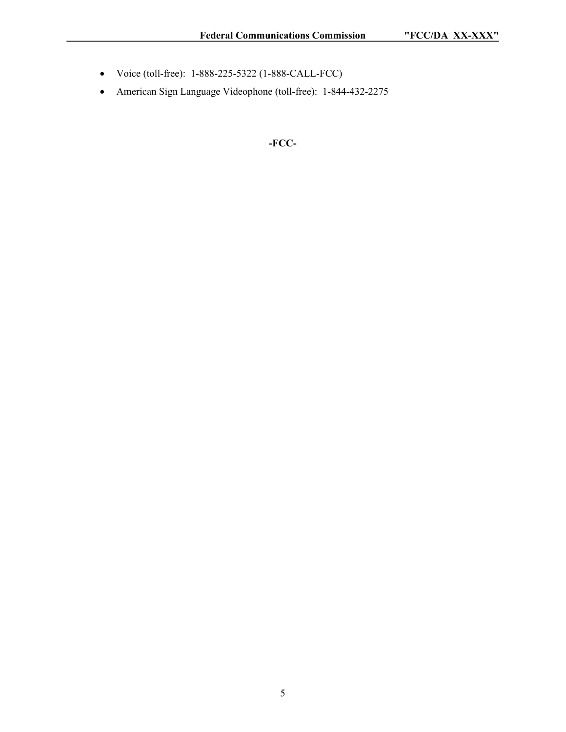- Voice (toll-free): 1-888-225-5322 (1-888-CALL-FCC)
- American Sign Language Videophone (toll-free): 1-844-432-2275

**-FCC-**